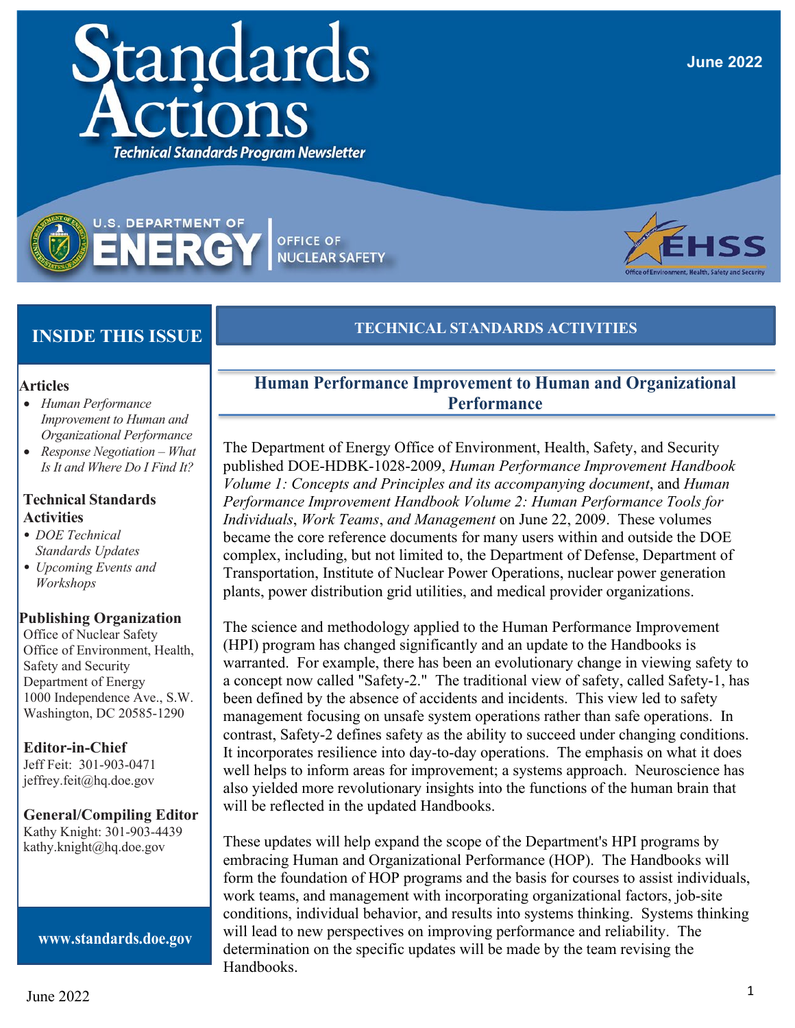# Standards Actions

*Technical Standards Program Newsletter*

June 2022

U.S. DEPARTMENT OF ENERGY | OFFICE OF NUCLEAR SAFETY

EHSS – Office of Environment, Health, Safety and Security

## INSIDE THIS ISSUE

**Articles**

- *Human Performance Improvement to Human and Organizational Performance*
- *Response Negotiation – What Is It and Where Do I Find It?*

**Technical Standards Activities**

- *DOE Technical Standards Updates*
- *Upcoming Events and Workshops*

**Publishing Organization**
Office of Nuclear Safety
Office of Environment, Health, Safety and Security
Department of Energy
1000 Independence Ave., S.W.
Washington, DC 20585-1290

**Editor-in-Chief**
Jeff Feit: 301-903-0471
jeffrey.feit@hq.doe.gov

**General/Compiling Editor**
Kathy Knight: 301-903-4439
kathy.knight@hq.doe.gov

**www.standards.doe.gov**

## TECHNICAL STANDARDS ACTIVITIES

### Human Performance Improvement to Human and Organizational Performance

The Department of Energy Office of Environment, Health, Safety, and Security published DOE-HDBK-1028-2009, *Human Performance Improvement Handbook Volume 1: Concepts and Principles and its accompanying document*, and *Human Performance Improvement Handbook Volume 2: Human Performance Tools for Individuals*, *Work Teams*, *and Management* on June 22, 2009. These volumes became the core reference documents for many users within and outside the DOE complex, including, but not limited to, the Department of Defense, Department of Transportation, Institute of Nuclear Power Operations, nuclear power generation plants, power distribution grid utilities, and medical provider organizations.

The science and methodology applied to the Human Performance Improvement (HPI) program has changed significantly and an update to the Handbooks is warranted. For example, there has been an evolutionary change in viewing safety to a concept now called "Safety-2." The traditional view of safety, called Safety-1, has been defined by the absence of accidents and incidents. This view led to safety management focusing on unsafe system operations rather than safe operations. In contrast, Safety-2 defines safety as the ability to succeed under changing conditions. It incorporates resilience into day-to-day operations. The emphasis on what it does well helps to inform areas for improvement; a systems approach. Neuroscience has also yielded more revolutionary insights into the functions of the human brain that will be reflected in the updated Handbooks.

These updates will help expand the scope of the Department's HPI programs by embracing Human and Organizational Performance (HOP). The Handbooks will form the foundation of HOP programs and the basis for courses to assist individuals, work teams, and management with incorporating organizational factors, job-site conditions, individual behavior, and results into systems thinking. Systems thinking will lead to new perspectives on improving performance and reliability. The determination on the specific updates will be made by the team revising the Handbooks.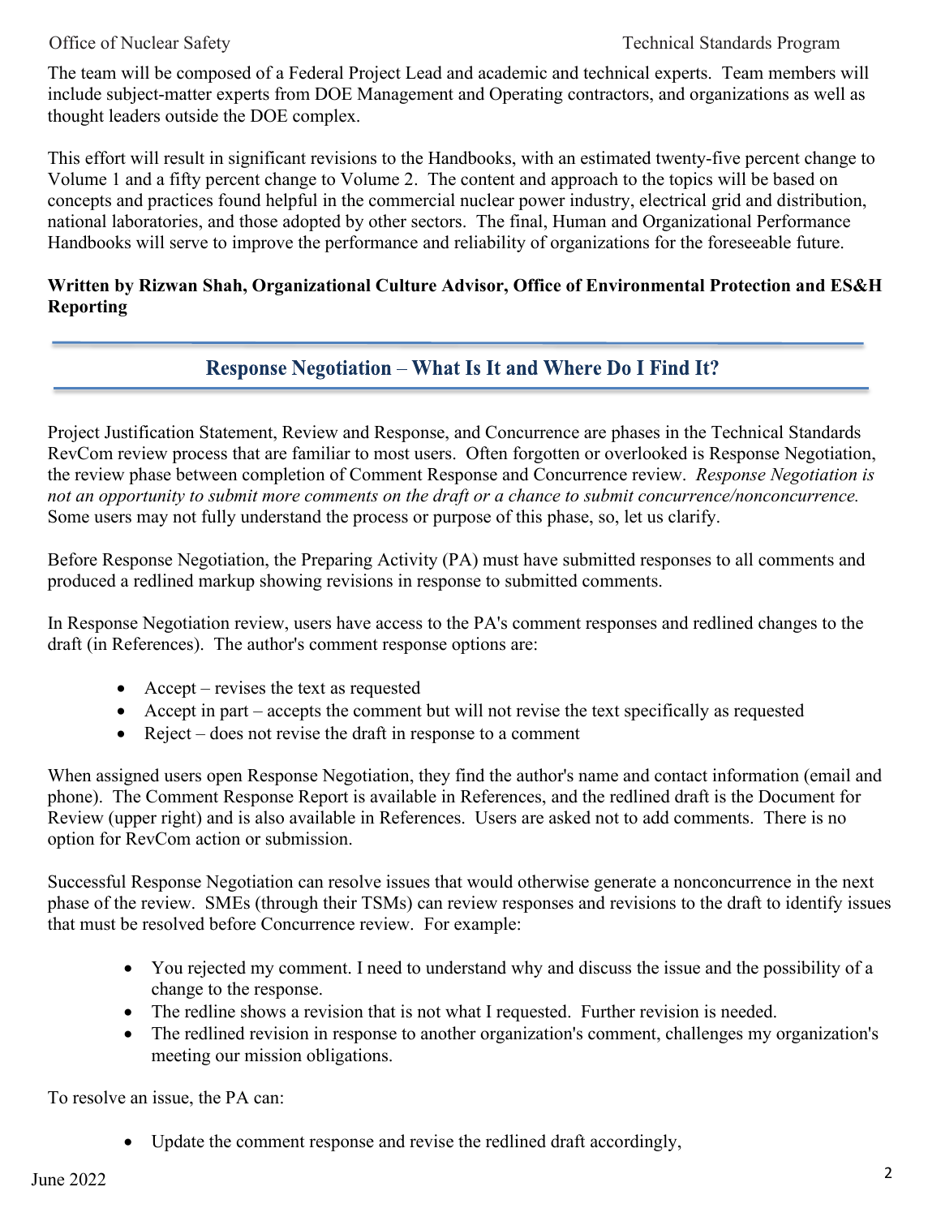The team will be composed of a Federal Project Lead and academic and technical experts. Team members will include subject-matter experts from DOE Management and Operating contractors, and organizations as well as thought leaders outside the DOE complex.

This effort will result in significant revisions to the Handbooks, with an estimated twenty-five percent change to Volume 1 and a fifty percent change to Volume 2. The content and approach to the topics will be based on concepts and practices found helpful in the commercial nuclear power industry, electrical grid and distribution, national laboratories, and those adopted by other sectors. The final, Human and Organizational Performance Handbooks will serve to improve the performance and reliability of organizations for the foreseeable future.

**Written by Rizwan Shah, Organizational Culture Advisor, Office of Environmental Protection and ES&H Reporting**

## Response Negotiation – What Is It and Where Do I Find It?

Project Justification Statement, Review and Response, and Concurrence are phases in the Technical Standards RevCom review process that are familiar to most users. Often forgotten or overlooked is Response Negotiation, the review phase between completion of Comment Response and Concurrence review. *Response Negotiation is not an opportunity to submit more comments on the draft or a chance to submit concurrence/nonconcurrence.* Some users may not fully understand the process or purpose of this phase, so, let us clarify.

Before Response Negotiation, the Preparing Activity (PA) must have submitted responses to all comments and produced a redlined markup showing revisions in response to submitted comments.

In Response Negotiation review, users have access to the PA's comment responses and redlined changes to the draft (in References). The author's comment response options are:

- Accept – revises the text as requested
- Accept in part – accepts the comment but will not revise the text specifically as requested
- Reject – does not revise the draft in response to a comment

When assigned users open Response Negotiation, they find the author's name and contact information (email and phone). The Comment Response Report is available in References, and the redlined draft is the Document for Review (upper right) and is also available in References. Users are asked not to add comments. There is no option for RevCom action or submission.

Successful Response Negotiation can resolve issues that would otherwise generate a nonconcurrence in the next phase of the review. SMEs (through their TSMs) can review responses and revisions to the draft to identify issues that must be resolved before Concurrence review. For example:

- You rejected my comment. I need to understand why and discuss the issue and the possibility of a change to the response.
- The redline shows a revision that is not what I requested. Further revision is needed.
- The redlined revision in response to another organization's comment, challenges my organization's meeting our mission obligations.

To resolve an issue, the PA can:

- Update the comment response and revise the redlined draft accordingly,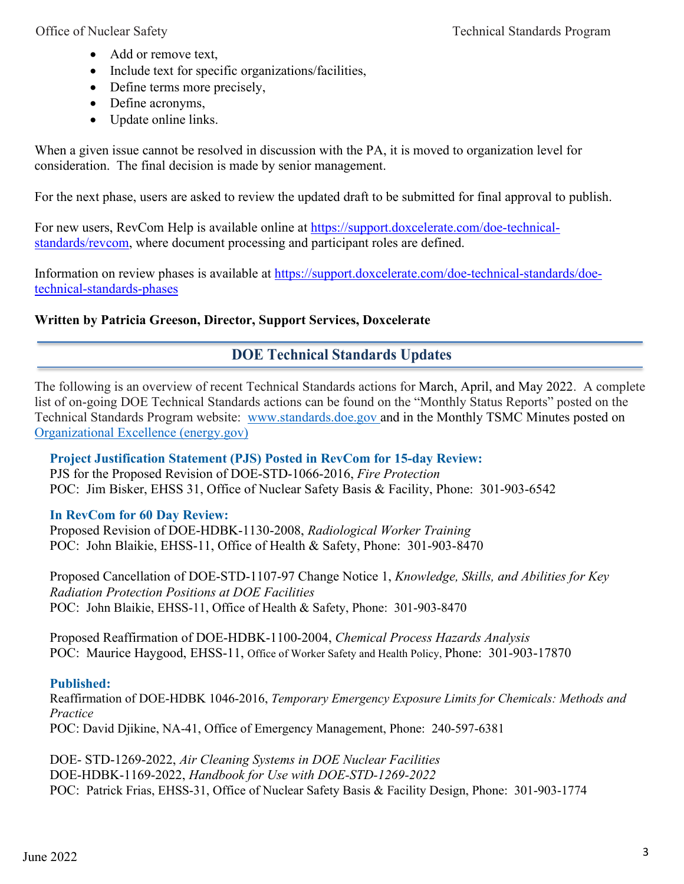- Add or remove text,
- Include text for specific organizations/facilities,
- Define terms more precisely,
- Define acronyms,
- Update online links.

When a given issue cannot be resolved in discussion with the PA, it is moved to organization level for consideration. The final decision is made by senior management.

For the next phase, users are asked to review the updated draft to be submitted for final approval to publish.

For new users, RevCom Help is available online at [https://support.doxcelerate.com/doe-technical-standards/revcom](https://support.doxcelerate.com/doe-technical-standards/revcom), where document processing and participant roles are defined.

Information on review phases is available at [https://support.doxcelerate.com/doe-technical-standards/doe-technical-standards-phases](https://support.doxcelerate.com/doe-technical-standards/doe-technical-standards-phases)

**Written by Patricia Greeson, Director, Support Services, Doxcelerate**

## DOE Technical Standards Updates

The following is an overview of recent Technical Standards actions for March, April, and May 2022. A complete list of on-going DOE Technical Standards actions can be found on the "Monthly Status Reports" posted on the Technical Standards Program website: [www.standards.doe.gov](www.standards.doe.gov) and in the Monthly TSMC Minutes posted on [Organizational Excellence (energy.gov)](Organizational Excellence (energy.gov))

### Project Justification Statement (PJS) Posted in RevCom for 15-day Review:

PJS for the Proposed Revision of DOE-STD-1066-2016, *Fire Protection*
POC: Jim Bisker, EHSS 31, Office of Nuclear Safety Basis & Facility, Phone: 301-903-6542

### In RevCom for 60 Day Review:

Proposed Revision of DOE-HDBK-1130-2008, *Radiological Worker Training*
POC: John Blaikie, EHSS-11, Office of Health & Safety, Phone: 301-903-8470

Proposed Cancellation of DOE-STD-1107-97 Change Notice 1, *Knowledge, Skills, and Abilities for Key Radiation Protection Positions at DOE Facilities*
POC: John Blaikie, EHSS-11, Office of Health & Safety, Phone: 301-903-8470

Proposed Reaffirmation of DOE-HDBK-1100-2004, *Chemical Process Hazards Analysis*
POC: Maurice Haygood, EHSS-11, Office of Worker Safety and Health Policy, Phone: 301-903-17870

### Published:

Reaffirmation of DOE-HDBK 1046-2016, *Temporary Emergency Exposure Limits for Chemicals: Methods and Practice*
POC: David Djikine, NA-41, Office of Emergency Management, Phone: 240-597-6381

DOE- STD-1269-2022, *Air Cleaning Systems in DOE Nuclear Facilities*
DOE-HDBK-1169-2022, *Handbook for Use with DOE-STD-1269-2022*
POC: Patrick Frias, EHSS-31, Office of Nuclear Safety Basis & Facility Design, Phone: 301-903-1774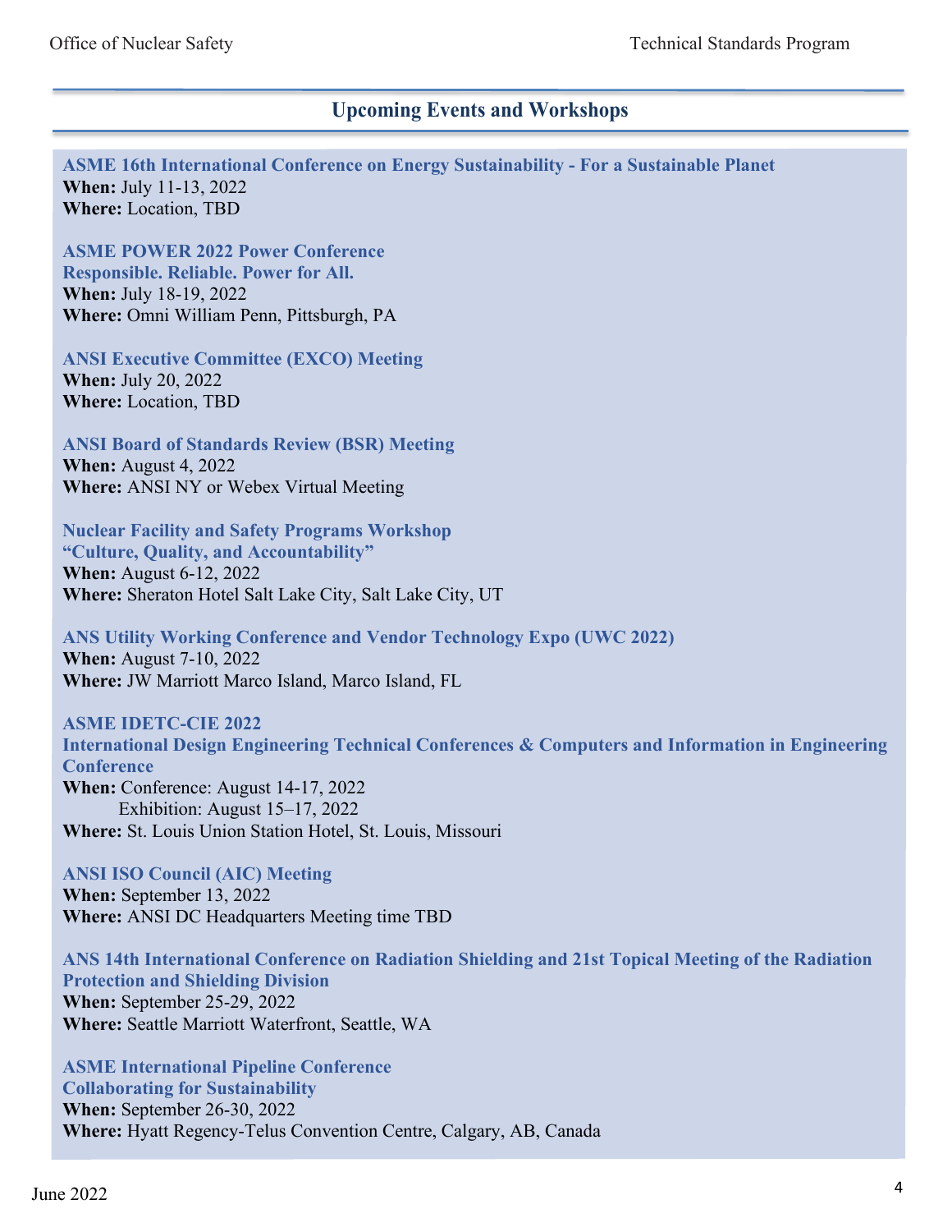## Upcoming Events and Workshops

**ASME 16th International Conference on Energy Sustainability - For a Sustainable Planet**
**When:** July 11-13, 2022
**Where:** Location, TBD

**ASME POWER 2022 Power Conference**
**Responsible. Reliable. Power for All.**
**When:** July 18-19, 2022
**Where:** Omni William Penn, Pittsburgh, PA

**ANSI Executive Committee (EXCO) Meeting**
**When:** July 20, 2022
**Where:** Location, TBD

**ANSI Board of Standards Review (BSR) Meeting**
**When:** August 4, 2022
**Where:** ANSI NY or Webex Virtual Meeting

**Nuclear Facility and Safety Programs Workshop**
**"Culture, Quality, and Accountability"**
**When:** August 6-12, 2022
**Where:** Sheraton Hotel Salt Lake City, Salt Lake City, UT

**ANS Utility Working Conference and Vendor Technology Expo (UWC 2022)**
**When:** August 7-10, 2022
**Where:** JW Marriott Marco Island, Marco Island, FL

**ASME IDETC-CIE 2022**
**International Design Engineering Technical Conferences & Computers and Information in Engineering Conference**
**When:** Conference: August 14-17, 2022
Exhibition: August 15–17, 2022
**Where:** St. Louis Union Station Hotel, St. Louis, Missouri

**ANSI ISO Council (AIC) Meeting**
**When:** September 13, 2022
**Where:** ANSI DC Headquarters Meeting time TBD

**ANS 14th International Conference on Radiation Shielding and 21st Topical Meeting of the Radiation Protection and Shielding Division**
**When:** September 25-29, 2022
**Where:** Seattle Marriott Waterfront, Seattle, WA

**ASME International Pipeline Conference**
**Collaborating for Sustainability**
**When:** September 26-30, 2022
**Where:** Hyatt Regency-Telus Convention Centre, Calgary, AB, Canada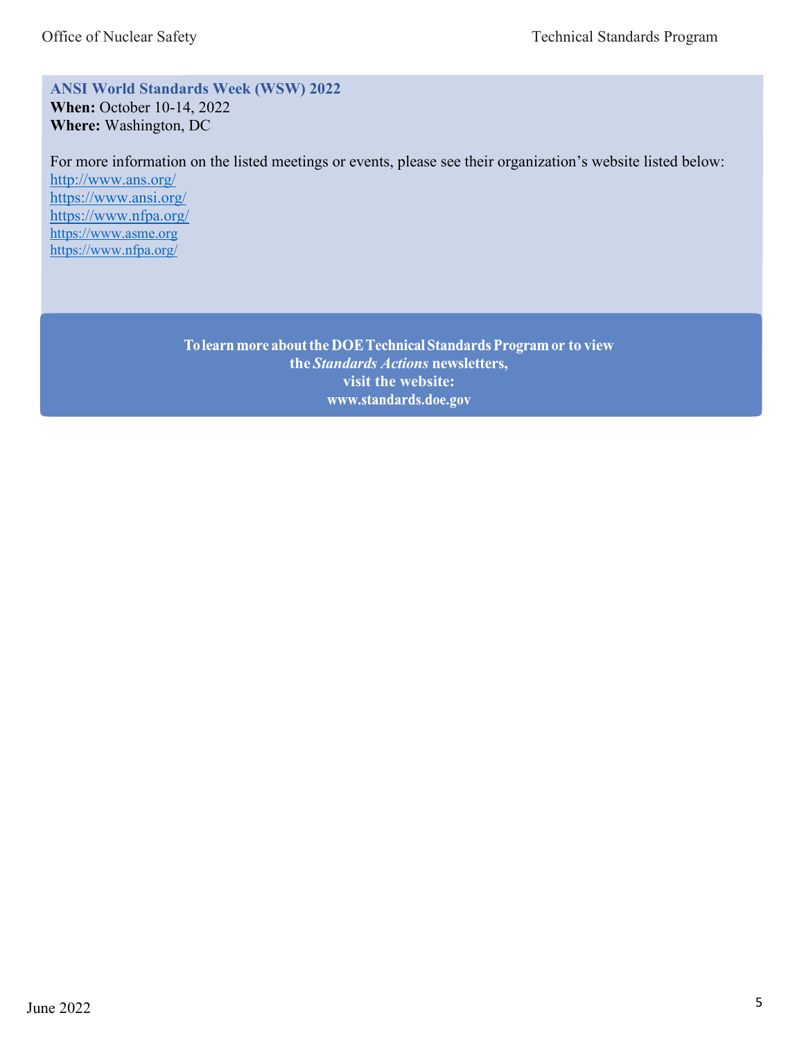### ANSI World Standards Week (WSW) 2022

**When:** October 10-14, 2022
**Where:** Washington, DC

For more information on the listed meetings or events, please see their organization's website listed below:
http://www.ans.org/
https://www.ansi.org/
https://www.nfpa.org/
https://www.asme.org
https://www.nfpa.org/

**To learn more about the DOE Technical Standards Program or to view the *Standards Actions* newsletters, visit the website: www.standards.doe.gov**